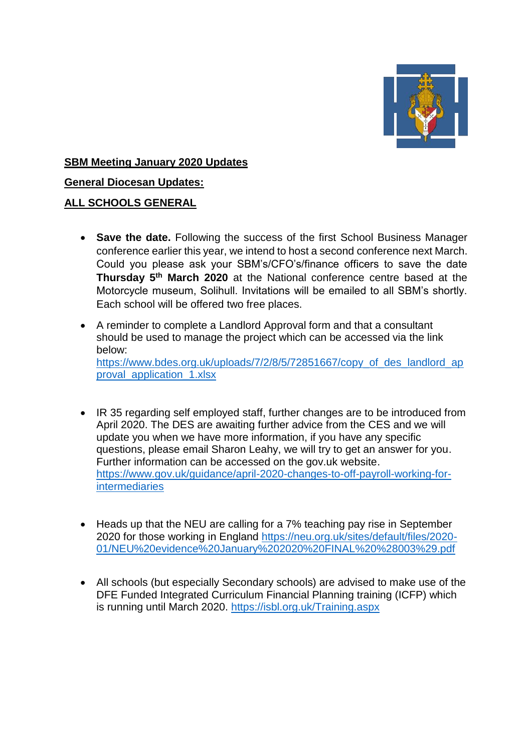**SBM Meeting January 2020 Updates**

**General Diocesan Updates:**

**ALL SCHOOLS GENERAL**

- **Save the date.** Following the success of the first School Business Manager conference earlier this year, we intend to host a second conference next March. Could you please ask your SBM's/CFO's/finance officers to save the date **Thursday 5th March 2020** at the National conference centre based at the Motorcycle museum, Solihull. Invitations will be emailed to all SBM's shortly. Each school will be offered two free places.

- A reminder to complete a Landlord Approval form and that a consultant should be used to manage the project which can be accessed via the link below: https://www.bdes.org.uk/uploads/7/2/8/5/72851667/copy_of_des_landlord_approval_application_1.xlsx

- IR 35 regarding self employed staff, further changes are to be introduced from April 2020. The DES are awaiting further advice from the CES and we will update you when we have more information, if you have any specific questions, please email Sharon Leahy, we will try to get an answer for you. Further information can be accessed on the gov.uk website. https://www.gov.uk/guidance/april-2020-changes-to-off-payroll-working-for-intermediaries

- Heads up that the NEU are calling for a 7% teaching pay rise in September 2020 for those working in England https://neu.org.uk/sites/default/files/2020-01/NEU%20evidence%20January%202020%20FINAL%20%28003%29.pdf

- All schools (but especially Secondary schools) are advised to make use of the DFE Funded Integrated Curriculum Financial Planning training (ICFP) which is running until March 2020. https://isbl.org.uk/Training.aspx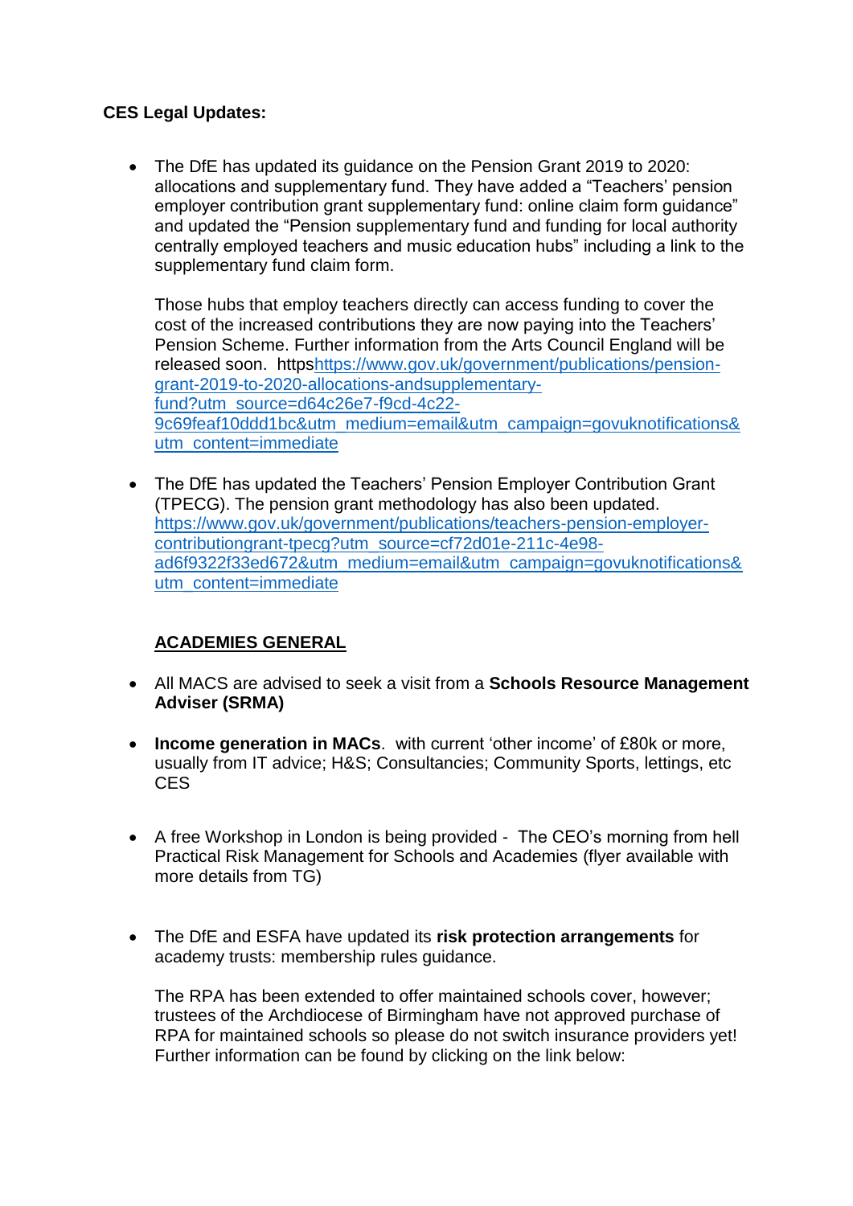**CES Legal Updates:**

- The DfE has updated its guidance on the Pension Grant 2019 to 2020: allocations and supplementary fund. They have added a "Teachers' pension employer contribution grant supplementary fund: online claim form guidance" and updated the "Pension supplementary fund and funding for local authority centrally employed teachers and music education hubs" including a link to the supplementary fund claim form.

  Those hubs that employ teachers directly can access funding to cover the cost of the increased contributions they are now paying into the Teachers' Pension Scheme. Further information from the Arts Council England will be released soon. httpshttps://www.gov.uk/government/publications/pension-grant-2019-to-2020-allocations-andsupplementary-fund?utm_source=d64c26e7-f9cd-4c22-9c69feaf10ddd1bc&utm_medium=email&utm_campaign=govuknotifications&utm_content=immediate

- The DfE has updated the Teachers' Pension Employer Contribution Grant (TPECG). The pension grant methodology has also been updated. https://www.gov.uk/government/publications/teachers-pension-employer-contributiongrant-tpecg?utm_source=cf72d01e-211c-4e98-ad6f9322f33ed672&utm_medium=email&utm_campaign=govuknotifications&utm_content=immediate

## ACADEMIES GENERAL

- All MACS are advised to seek a visit from a **Schools Resource Management Adviser (SRMA)**

- **Income generation in MACs**. with current 'other income' of £80k or more, usually from IT advice; H&S; Consultancies; Community Sports, lettings, etc CES

- A free Workshop in London is being provided - The CEO's morning from hell Practical Risk Management for Schools and Academies (flyer available with more details from TG)

- The DfE and ESFA have updated its **risk protection arrangements** for academy trusts: membership rules guidance.

  The RPA has been extended to offer maintained schools cover, however; trustees of the Archdiocese of Birmingham have not approved purchase of RPA for maintained schools so please do not switch insurance providers yet! Further information can be found by clicking on the link below: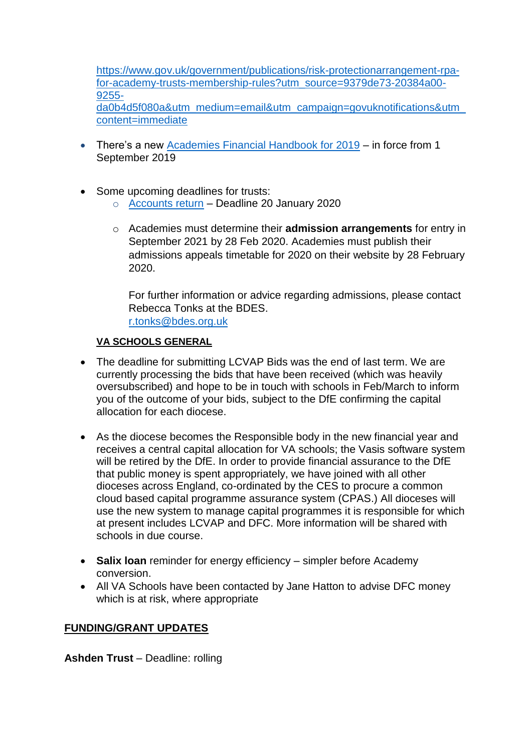https://www.gov.uk/government/publications/risk-protectionarrangement-rpa-for-academy-trusts-membership-rules?utm_source=9379de73-20384a00-9255-da0b4d5f080a&utm_medium=email&utm_campaign=govuknotifications&utm_content=immediate

- There's a new Academies Financial Handbook for 2019 – in force from 1 September 2019

- Some upcoming deadlines for trusts:
  - Accounts return – Deadline 20 January 2020
  - Academies must determine their **admission arrangements** for entry in September 2021 by 28 Feb 2020. Academies must publish their admissions appeals timetable for 2020 on their website by 28 February 2020.

    For further information or advice regarding admissions, please contact Rebecca Tonks at the BDES.
    r.tonks@bdes.org.uk

**VA SCHOOLS GENERAL**

- The deadline for submitting LCVAP Bids was the end of last term. We are currently processing the bids that have been received (which was heavily oversubscribed) and hope to be in touch with schools in Feb/March to inform you of the outcome of your bids, subject to the DfE confirming the capital allocation for each diocese.

- As the diocese becomes the Responsible body in the new financial year and receives a central capital allocation for VA schools; the Vasis software system will be retired by the DfE. In order to provide financial assurance to the DfE that public money is spent appropriately, we have joined with all other dioceses across England, co-ordinated by the CES to procure a common cloud based capital programme assurance system (CPAS.) All dioceses will use the new system to manage capital programmes it is responsible for which at present includes LCVAP and DFC. More information will be shared with schools in due course.

- **Salix loan** reminder for energy efficiency – simpler before Academy conversion.
- All VA Schools have been contacted by Jane Hatton to advise DFC money which is at risk, where appropriate

**FUNDING/GRANT UPDATES**

**Ashden Trust** – Deadline: rolling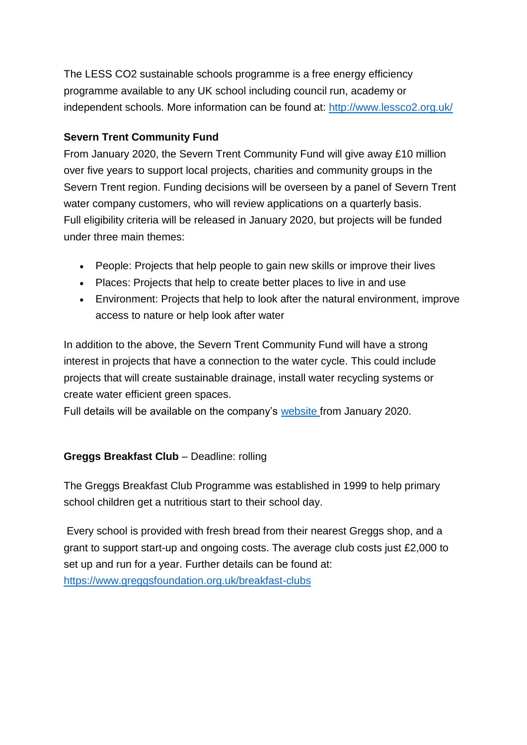The LESS CO2 sustainable schools programme is a free energy efficiency programme available to any UK school including council run, academy or independent schools. More information can be found at: [http://www.lessco2.org.uk/](http://www.lessco2.org.uk/)

**Severn Trent Community Fund**

From January 2020, the Severn Trent Community Fund will give away £10 million over five years to support local projects, charities and community groups in the Severn Trent region. Funding decisions will be overseen by a panel of Severn Trent water company customers, who will review applications on a quarterly basis.
Full eligibility criteria will be released in January 2020, but projects will be funded under three main themes:

- People: Projects that help people to gain new skills or improve their lives
- Places: Projects that help to create better places to live in and use
- Environment: Projects that help to look after the natural environment, improve access to nature or help look after water

In addition to the above, the Severn Trent Community Fund will have a strong interest in projects that have a connection to the water cycle. This could include projects that will create sustainable drainage, install water recycling systems or create water efficient green spaces.
Full details will be available on the company's website from January 2020.

**Greggs Breakfast Club** – Deadline: rolling

The Greggs Breakfast Club Programme was established in 1999 to help primary school children get a nutritious start to their school day.

Every school is provided with fresh bread from their nearest Greggs shop, and a grant to support start-up and ongoing costs. The average club costs just £2,000 to set up and run for a year. Further details can be found at: [https://www.greggsfoundation.org.uk/breakfast-clubs](https://www.greggsfoundation.org.uk/breakfast-clubs)